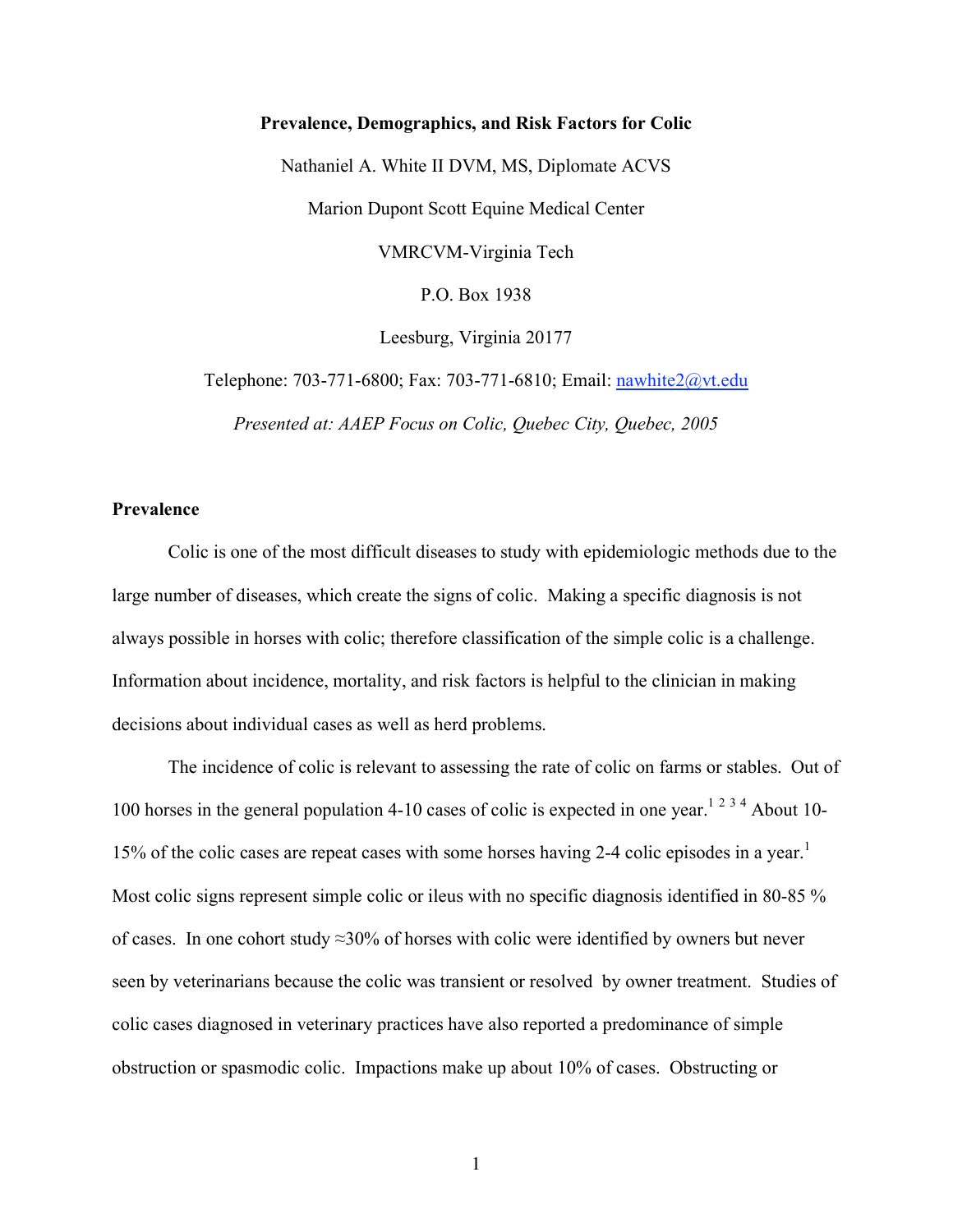**Prevalence, Demographics, and Risk Factors for Colic**

Nathaniel A. White II DVM, MS, Diplomate ACVS

Marion Dupont Scott Equine Medical Center

VMRCVM-Virginia Tech

P.O. Box 1938

Leesburg, Virginia 20177

Telephone: 703-771-6800; Fax: 703-771-6810; Email: nawhite2@vt.edu

*Presented at: AAEP Focus on Colic, Quebec City, Quebec, 2005*

## Prevalence

Colic is one of the most difficult diseases to study with epidemiologic methods due to the large number of diseases, which create the signs of colic. Making a specific diagnosis is not always possible in horses with colic; therefore classification of the simple colic is a challenge. Information about incidence, mortality, and risk factors is helpful to the clinician in making decisions about individual cases as well as herd problems.

The incidence of colic is relevant to assessing the rate of colic on farms or stables. Out of 100 horses in the general population 4-10 cases of colic is expected in one year.[1 2 3 4] About 10-15% of the colic cases are repeat cases with some horses having 2-4 colic episodes in a year.[1] Most colic signs represent simple colic or ileus with no specific diagnosis identified in 80-85 % of cases. In one cohort study ≈30% of horses with colic were identified by owners but never seen by veterinarians because the colic was transient or resolved by owner treatment. Studies of colic cases diagnosed in veterinary practices have also reported a predominance of simple obstruction or spasmodic colic. Impactions make up about 10% of cases. Obstructing or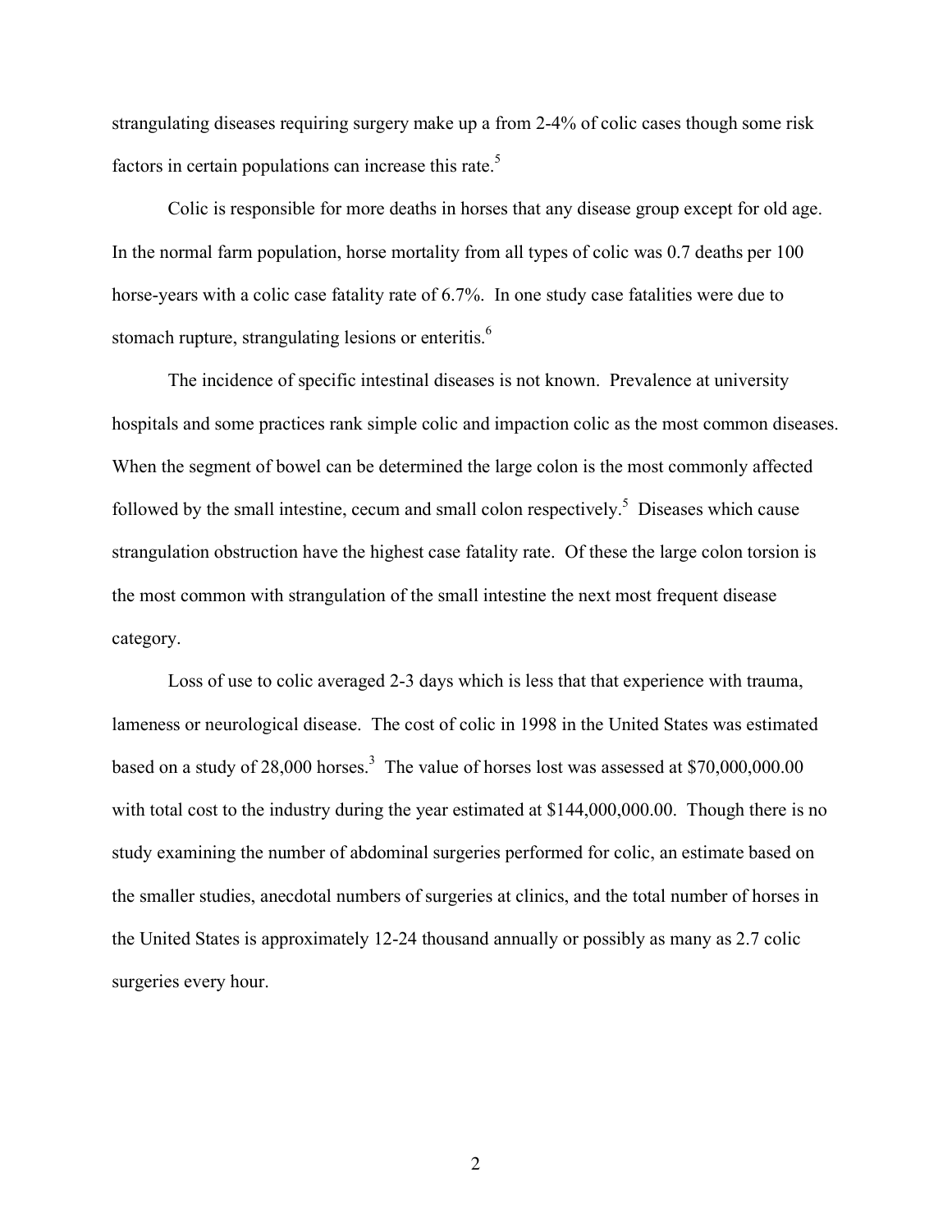strangulating diseases requiring surgery make up a from 2-4% of colic cases though some risk factors in certain populations can increase this rate.[5]

Colic is responsible for more deaths in horses that any disease group except for old age. In the normal farm population, horse mortality from all types of colic was 0.7 deaths per 100 horse-years with a colic case fatality rate of 6.7%. In one study case fatalities were due to stomach rupture, strangulating lesions or enteritis.[6]

The incidence of specific intestinal diseases is not known. Prevalence at university hospitals and some practices rank simple colic and impaction colic as the most common diseases. When the segment of bowel can be determined the large colon is the most commonly affected followed by the small intestine, cecum and small colon respectively.[5] Diseases which cause strangulation obstruction have the highest case fatality rate. Of these the large colon torsion is the most common with strangulation of the small intestine the next most frequent disease category.

Loss of use to colic averaged 2-3 days which is less that that experience with trauma, lameness or neurological disease. The cost of colic in 1998 in the United States was estimated based on a study of 28,000 horses.[3] The value of horses lost was assessed at $70,000,000.00 with total cost to the industry during the year estimated at $144,000,000.00. Though there is no study examining the number of abdominal surgeries performed for colic, an estimate based on the smaller studies, anecdotal numbers of surgeries at clinics, and the total number of horses in the United States is approximately 12-24 thousand annually or possibly as many as 2.7 colic surgeries every hour.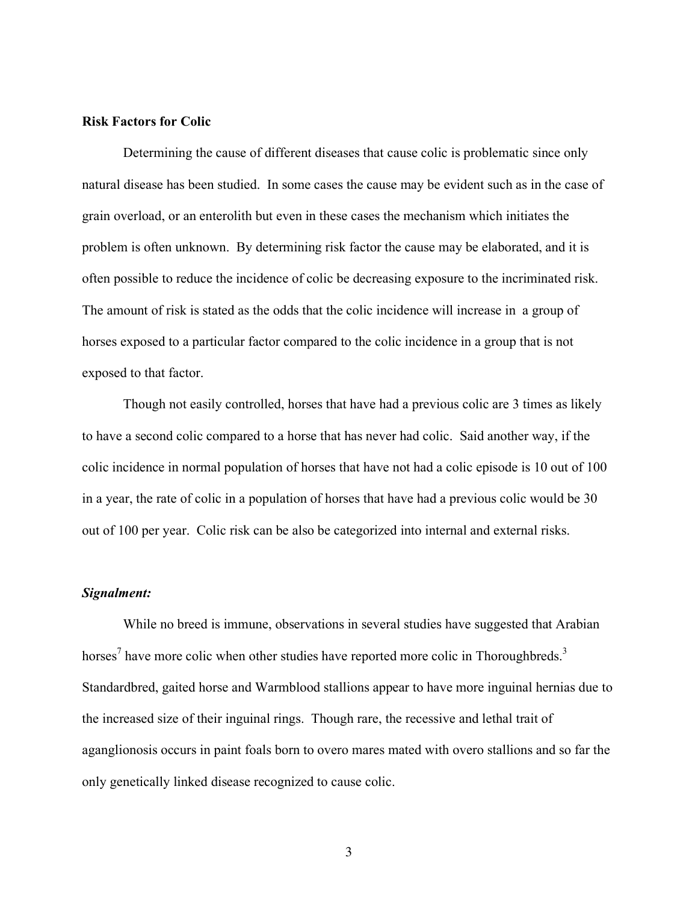**Risk Factors for Colic**

Determining the cause of different diseases that cause colic is problematic since only natural disease has been studied. In some cases the cause may be evident such as in the case of grain overload, or an enterolith but even in these cases the mechanism which initiates the problem is often unknown. By determining risk factor the cause may be elaborated, and it is often possible to reduce the incidence of colic be decreasing exposure to the incriminated risk. The amount of risk is stated as the odds that the colic incidence will increase in a group of horses exposed to a particular factor compared to the colic incidence in a group that is not exposed to that factor.

Though not easily controlled, horses that have had a previous colic are 3 times as likely to have a second colic compared to a horse that has never had colic. Said another way, if the colic incidence in normal population of horses that have not had a colic episode is 10 out of 100 in a year, the rate of colic in a population of horses that have had a previous colic would be 30 out of 100 per year. Colic risk can be also be categorized into internal and external risks.

***Signalment:***

While no breed is immune, observations in several studies have suggested that Arabian horses[7] have more colic when other studies have reported more colic in Thoroughbreds.[3] Standardbred, gaited horse and Warmblood stallions appear to have more inguinal hernias due to the increased size of their inguinal rings. Though rare, the recessive and lethal trait of aganglionosis occurs in paint foals born to overo mares mated with overo stallions and so far the only genetically linked disease recognized to cause colic.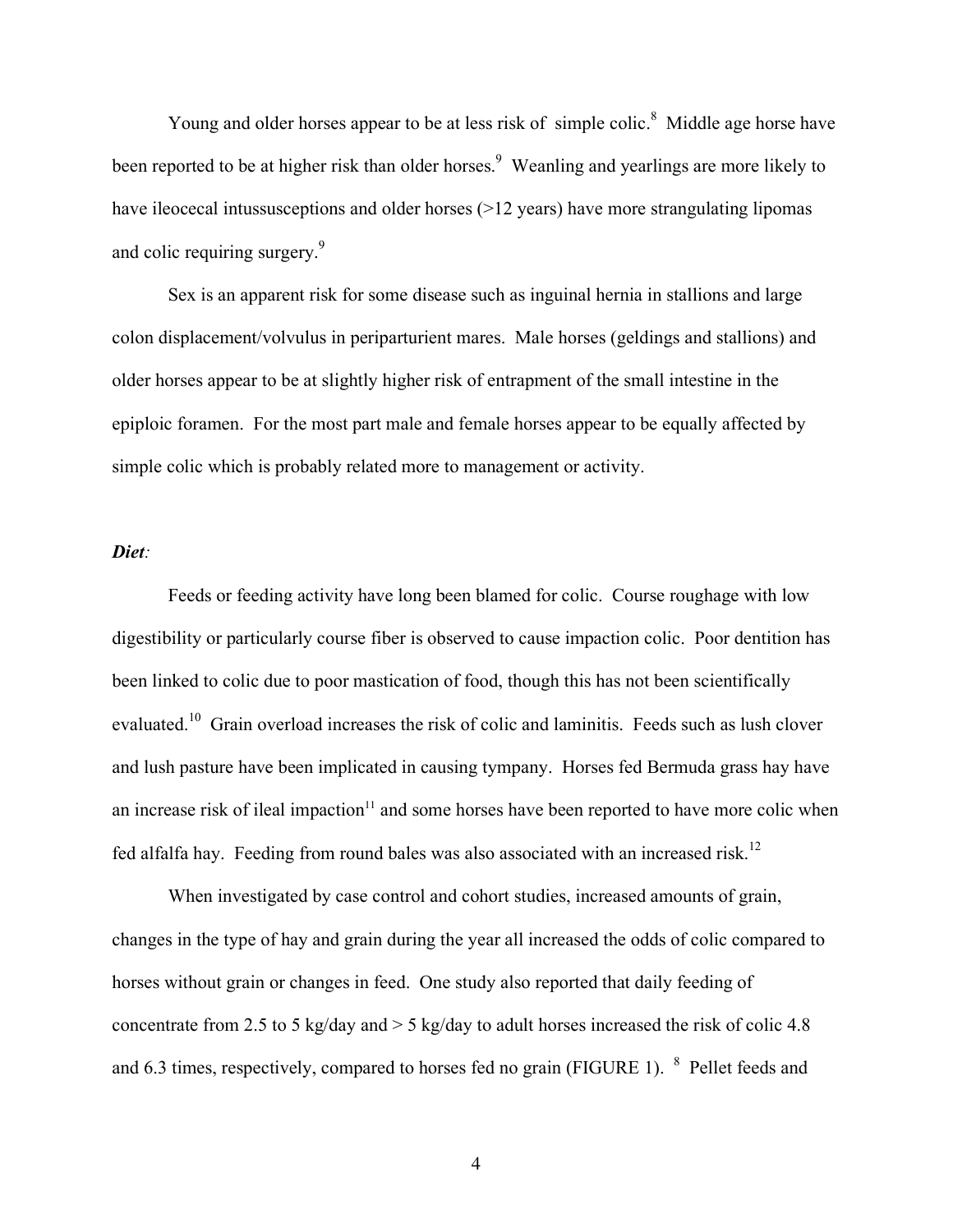Young and older horses appear to be at less risk of simple colic.[8] Middle age horse have been reported to be at higher risk than older horses.[9] Weanling and yearlings are more likely to have ileocecal intussusceptions and older horses (>12 years) have more strangulating lipomas and colic requiring surgery.[9]

Sex is an apparent risk for some disease such as inguinal hernia in stallions and large colon displacement/volvulus in periparturient mares. Male horses (geldings and stallions) and older horses appear to be at slightly higher risk of entrapment of the small intestine in the epiploic foramen. For the most part male and female horses appear to be equally affected by simple colic which is probably related more to management or activity.

***Diet:***

Feeds or feeding activity have long been blamed for colic. Course roughage with low digestibility or particularly course fiber is observed to cause impaction colic. Poor dentition has been linked to colic due to poor mastication of food, though this has not been scientifically evaluated.[10] Grain overload increases the risk of colic and laminitis. Feeds such as lush clover and lush pasture have been implicated in causing tympany. Horses fed Bermuda grass hay have an increase risk of ileal impaction[11] and some horses have been reported to have more colic when fed alfalfa hay. Feeding from round bales was also associated with an increased risk.[12]

When investigated by case control and cohort studies, increased amounts of grain, changes in the type of hay and grain during the year all increased the odds of colic compared to horses without grain or changes in feed. One study also reported that daily feeding of concentrate from 2.5 to 5 kg/day and > 5 kg/day to adult horses increased the risk of colic 4.8 and 6.3 times, respectively, compared to horses fed no grain (FIGURE 1). [8] Pellet feeds and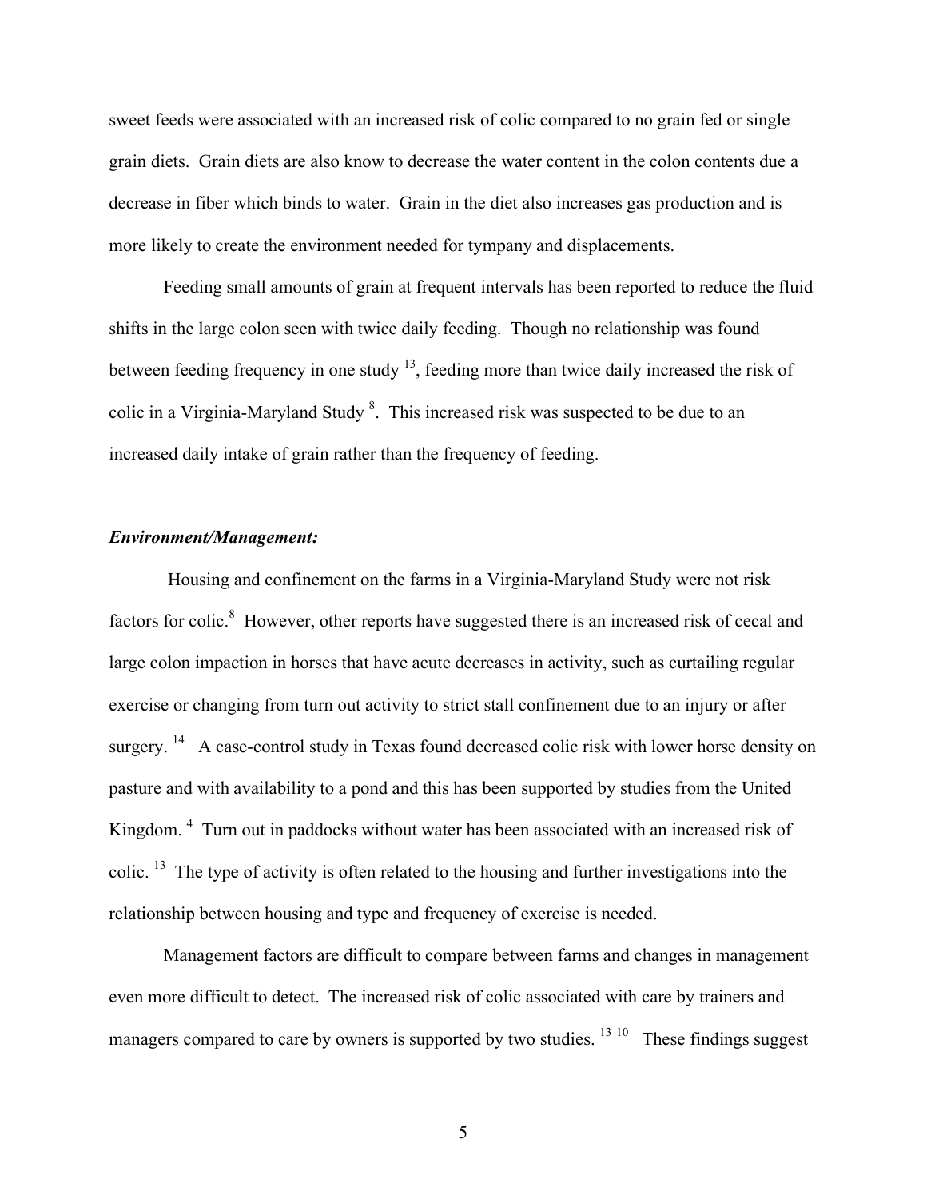sweet feeds were associated with an increased risk of colic compared to no grain fed or single grain diets. Grain diets are also know to decrease the water content in the colon contents due a decrease in fiber which binds to water. Grain in the diet also increases gas production and is more likely to create the environment needed for tympany and displacements.

Feeding small amounts of grain at frequent intervals has been reported to reduce the fluid shifts in the large colon seen with twice daily feeding. Though no relationship was found between feeding frequency in one study [13], feeding more than twice daily increased the risk of colic in a Virginia-Maryland Study [8]. This increased risk was suspected to be due to an increased daily intake of grain rather than the frequency of feeding.

***Environment/Management:***

Housing and confinement on the farms in a Virginia-Maryland Study were not risk factors for colic.[8] However, other reports have suggested there is an increased risk of cecal and large colon impaction in horses that have acute decreases in activity, such as curtailing regular exercise or changing from turn out activity to strict stall confinement due to an injury or after surgery. [14] A case-control study in Texas found decreased colic risk with lower horse density on pasture and with availability to a pond and this has been supported by studies from the United Kingdom. [4] Turn out in paddocks without water has been associated with an increased risk of colic. [13] The type of activity is often related to the housing and further investigations into the relationship between housing and type and frequency of exercise is needed.

Management factors are difficult to compare between farms and changes in management even more difficult to detect. The increased risk of colic associated with care by trainers and managers compared to care by owners is supported by two studies. [13 10] These findings suggest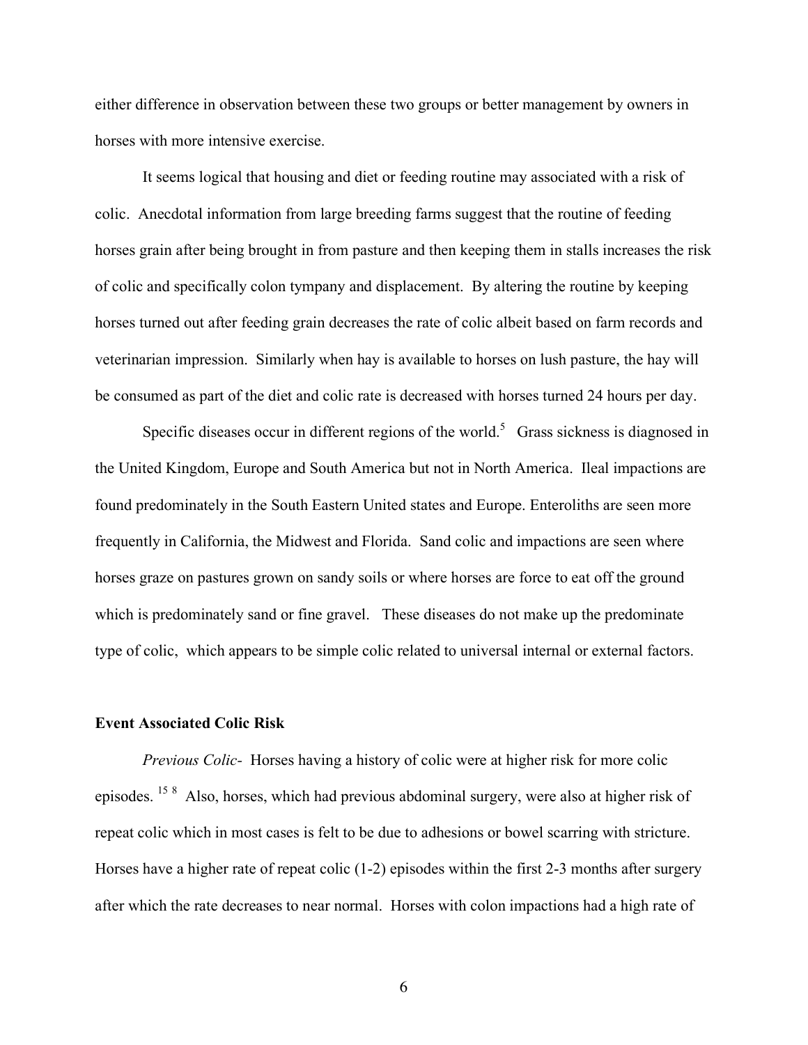either difference in observation between these two groups or better management by owners in horses with more intensive exercise.

It seems logical that housing and diet or feeding routine may associated with a risk of colic. Anecdotal information from large breeding farms suggest that the routine of feeding horses grain after being brought in from pasture and then keeping them in stalls increases the risk of colic and specifically colon tympany and displacement. By altering the routine by keeping horses turned out after feeding grain decreases the rate of colic albeit based on farm records and veterinarian impression. Similarly when hay is available to horses on lush pasture, the hay will be consumed as part of the diet and colic rate is decreased with horses turned 24 hours per day.

Specific diseases occur in different regions of the world.[5] Grass sickness is diagnosed in the United Kingdom, Europe and South America but not in North America. Ileal impactions are found predominately in the South Eastern United states and Europe. Enteroliths are seen more frequently in California, the Midwest and Florida. Sand colic and impactions are seen where horses graze on pastures grown on sandy soils or where horses are force to eat off the ground which is predominately sand or fine gravel. These diseases do not make up the predominate type of colic, which appears to be simple colic related to universal internal or external factors.

**Event Associated Colic Risk**

*Previous Colic-* Horses having a history of colic were at higher risk for more colic episodes.[15 8] Also, horses, which had previous abdominal surgery, were also at higher risk of repeat colic which in most cases is felt to be due to adhesions or bowel scarring with stricture. Horses have a higher rate of repeat colic (1-2) episodes within the first 2-3 months after surgery after which the rate decreases to near normal. Horses with colon impactions had a high rate of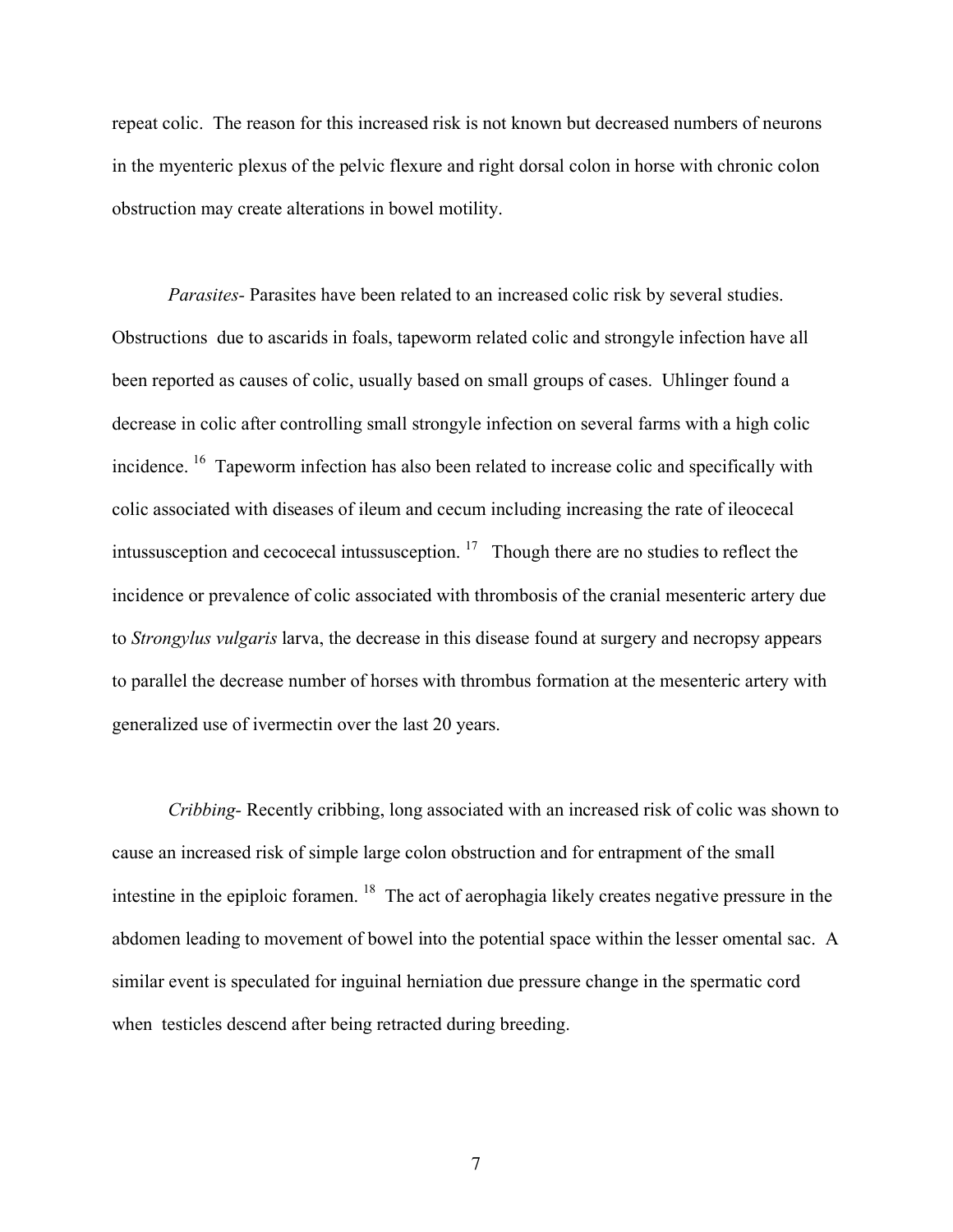repeat colic. The reason for this increased risk is not known but decreased numbers of neurons in the myenteric plexus of the pelvic flexure and right dorsal colon in horse with chronic colon obstruction may create alterations in bowel motility.

*Parasites*- Parasites have been related to an increased colic risk by several studies. Obstructions due to ascarids in foals, tapeworm related colic and strongyle infection have all been reported as causes of colic, usually based on small groups of cases. Uhlinger found a decrease in colic after controlling small strongyle infection on several farms with a high colic incidence. [16] Tapeworm infection has also been related to increase colic and specifically with colic associated with diseases of ileum and cecum including increasing the rate of ileocecal intussusception and cecocecal intussusception. [17] Though there are no studies to reflect the incidence or prevalence of colic associated with thrombosis of the cranial mesenteric artery due to *Strongylus vulgaris* larva, the decrease in this disease found at surgery and necropsy appears to parallel the decrease number of horses with thrombus formation at the mesenteric artery with generalized use of ivermectin over the last 20 years.

*Cribbing*- Recently cribbing, long associated with an increased risk of colic was shown to cause an increased risk of simple large colon obstruction and for entrapment of the small intestine in the epiploic foramen. [18] The act of aerophagia likely creates negative pressure in the abdomen leading to movement of bowel into the potential space within the lesser omental sac. A similar event is speculated for inguinal herniation due pressure change in the spermatic cord when testicles descend after being retracted during breeding.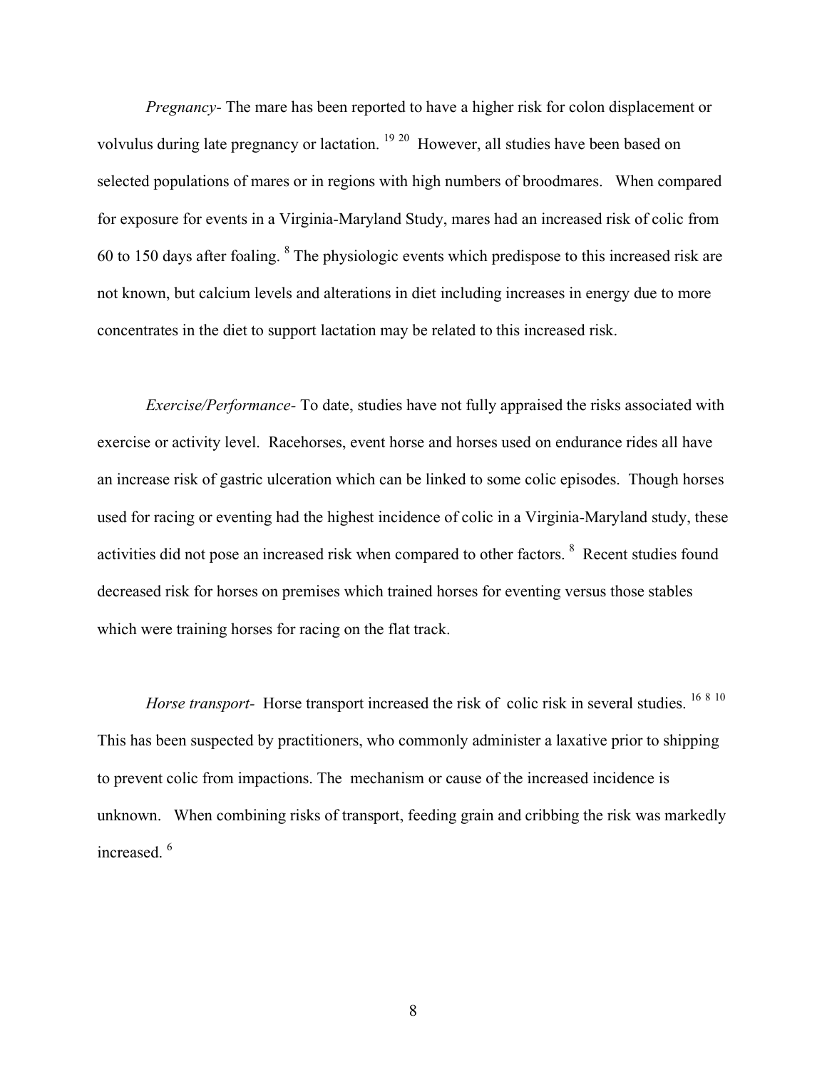*Pregnancy*- The mare has been reported to have a higher risk for colon displacement or volvulus during late pregnancy or lactation. [19,20] However, all studies have been based on selected populations of mares or in regions with high numbers of broodmares. When compared for exposure for events in a Virginia-Maryland Study, mares had an increased risk of colic from 60 to 150 days after foaling. [8] The physiologic events which predispose to this increased risk are not known, but calcium levels and alterations in diet including increases in energy due to more concentrates in the diet to support lactation may be related to this increased risk.

*Exercise/Performance*- To date, studies have not fully appraised the risks associated with exercise or activity level. Racehorses, event horse and horses used on endurance rides all have an increase risk of gastric ulceration which can be linked to some colic episodes. Though horses used for racing or eventing had the highest incidence of colic in a Virginia-Maryland study, these activities did not pose an increased risk when compared to other factors. [8] Recent studies found decreased risk for horses on premises which trained horses for eventing versus those stables which were training horses for racing on the flat track.

*Horse transport*- Horse transport increased the risk of colic risk in several studies. [16,8,10] This has been suspected by practitioners, who commonly administer a laxative prior to shipping to prevent colic from impactions. The mechanism or cause of the increased incidence is unknown. When combining risks of transport, feeding grain and cribbing the risk was markedly increased. [6]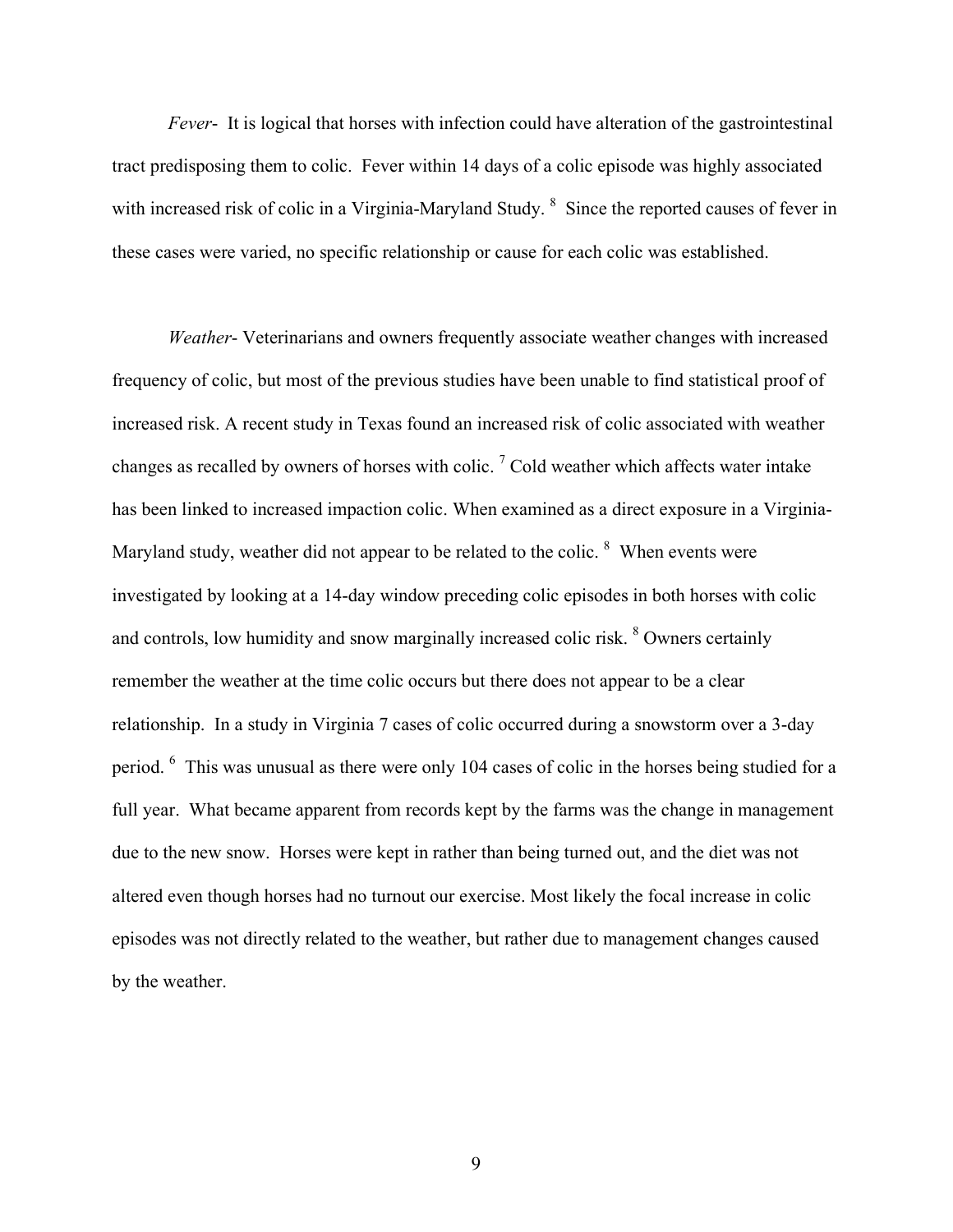*Fever*- It is logical that horses with infection could have alteration of the gastrointestinal tract predisposing them to colic. Fever within 14 days of a colic episode was highly associated with increased risk of colic in a Virginia-Maryland Study. [8] Since the reported causes of fever in these cases were varied, no specific relationship or cause for each colic was established.

*Weather*- Veterinarians and owners frequently associate weather changes with increased frequency of colic, but most of the previous studies have been unable to find statistical proof of increased risk. A recent study in Texas found an increased risk of colic associated with weather changes as recalled by owners of horses with colic. [7] Cold weather which affects water intake has been linked to increased impaction colic. When examined as a direct exposure in a Virginia-Maryland study, weather did not appear to be related to the colic. [8] When events were investigated by looking at a 14-day window preceding colic episodes in both horses with colic and controls, low humidity and snow marginally increased colic risk. [8] Owners certainly remember the weather at the time colic occurs but there does not appear to be a clear relationship. In a study in Virginia 7 cases of colic occurred during a snowstorm over a 3-day period. [6] This was unusual as there were only 104 cases of colic in the horses being studied for a full year. What became apparent from records kept by the farms was the change in management due to the new snow. Horses were kept in rather than being turned out, and the diet was not altered even though horses had no turnout our exercise. Most likely the focal increase in colic episodes was not directly related to the weather, but rather due to management changes caused by the weather.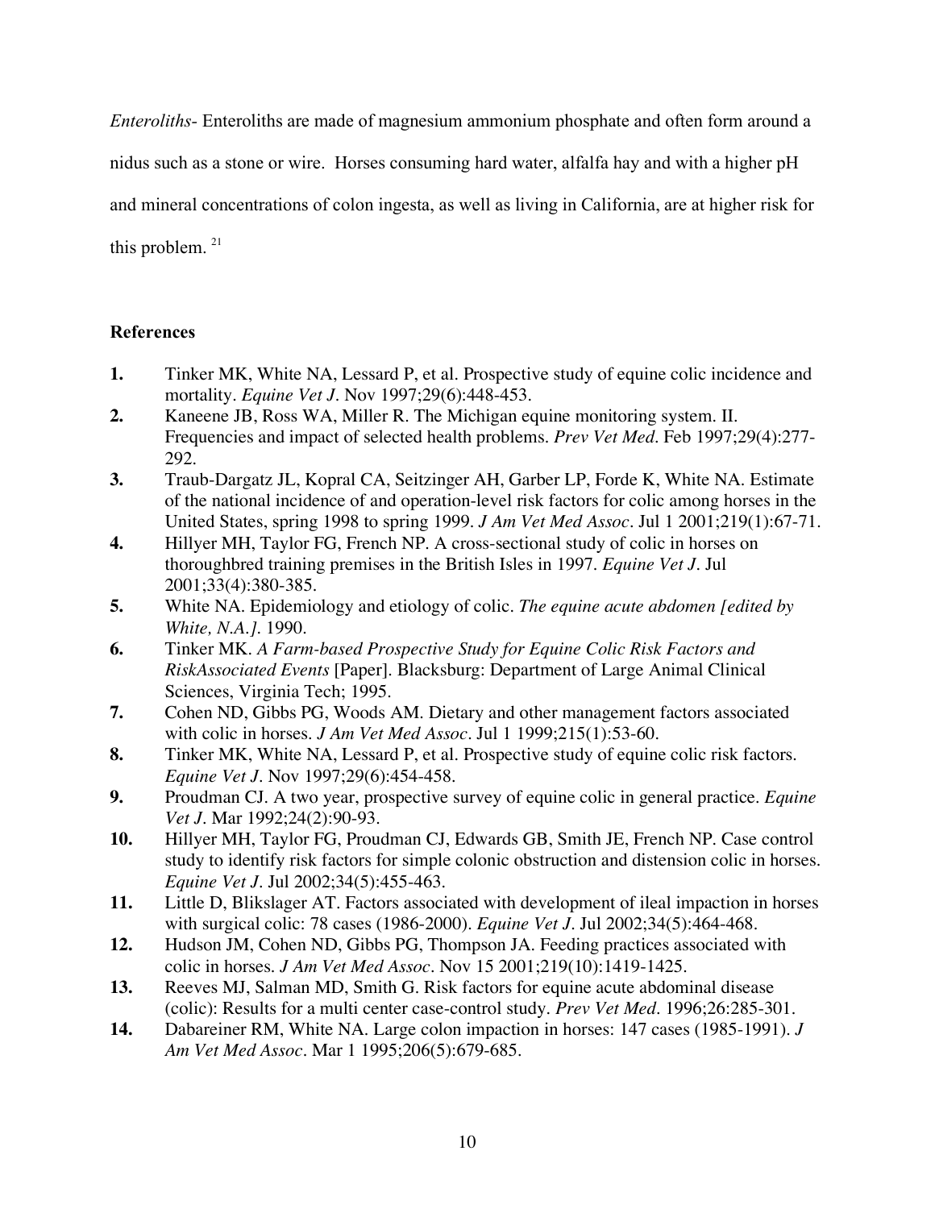*Enteroliths*- Enteroliths are made of magnesium ammonium phosphate and often form around a nidus such as a stone or wire. Horses consuming hard water, alfalfa hay and with a higher pH and mineral concentrations of colon ingesta, as well as living in California, are at higher risk for this problem. [21]

### References

1. Tinker MK, White NA, Lessard P, et al. Prospective study of equine colic incidence and mortality. *Equine Vet J*. Nov 1997;29(6):448-453.
2. Kaneene JB, Ross WA, Miller R. The Michigan equine monitoring system. II. Frequencies and impact of selected health problems. *Prev Vet Med*. Feb 1997;29(4):277-292.
3. Traub-Dargatz JL, Kopral CA, Seitzinger AH, Garber LP, Forde K, White NA. Estimate of the national incidence of and operation-level risk factors for colic among horses in the United States, spring 1998 to spring 1999. *J Am Vet Med Assoc*. Jul 1 2001;219(1):67-71.
4. Hillyer MH, Taylor FG, French NP. A cross-sectional study of colic in horses on thoroughbred training premises in the British Isles in 1997. *Equine Vet J*. Jul 2001;33(4):380-385.
5. White NA. Epidemiology and etiology of colic. *The equine acute abdomen [edited by White, N.A.]*. 1990.
6. Tinker MK. *A Farm-based Prospective Study for Equine Colic Risk Factors and RiskAssociated Events* [Paper]. Blacksburg: Department of Large Animal Clinical Sciences, Virginia Tech; 1995.
7. Cohen ND, Gibbs PG, Woods AM. Dietary and other management factors associated with colic in horses. *J Am Vet Med Assoc*. Jul 1 1999;215(1):53-60.
8. Tinker MK, White NA, Lessard P, et al. Prospective study of equine colic risk factors. *Equine Vet J*. Nov 1997;29(6):454-458.
9. Proudman CJ. A two year, prospective survey of equine colic in general practice. *Equine Vet J*. Mar 1992;24(2):90-93.
10. Hillyer MH, Taylor FG, Proudman CJ, Edwards GB, Smith JE, French NP. Case control study to identify risk factors for simple colonic obstruction and distension colic in horses. *Equine Vet J*. Jul 2002;34(5):455-463.
11. Little D, Blikslager AT. Factors associated with development of ileal impaction in horses with surgical colic: 78 cases (1986-2000). *Equine Vet J*. Jul 2002;34(5):464-468.
12. Hudson JM, Cohen ND, Gibbs PG, Thompson JA. Feeding practices associated with colic in horses. *J Am Vet Med Assoc*. Nov 15 2001;219(10):1419-1425.
13. Reeves MJ, Salman MD, Smith G. Risk factors for equine acute abdominal disease (colic): Results for a multi center case-control study. *Prev Vet Med*. 1996;26:285-301.
14. Dabareiner RM, White NA. Large colon impaction in horses: 147 cases (1985-1991). *J Am Vet Med Assoc*. Mar 1 1995;206(5):679-685.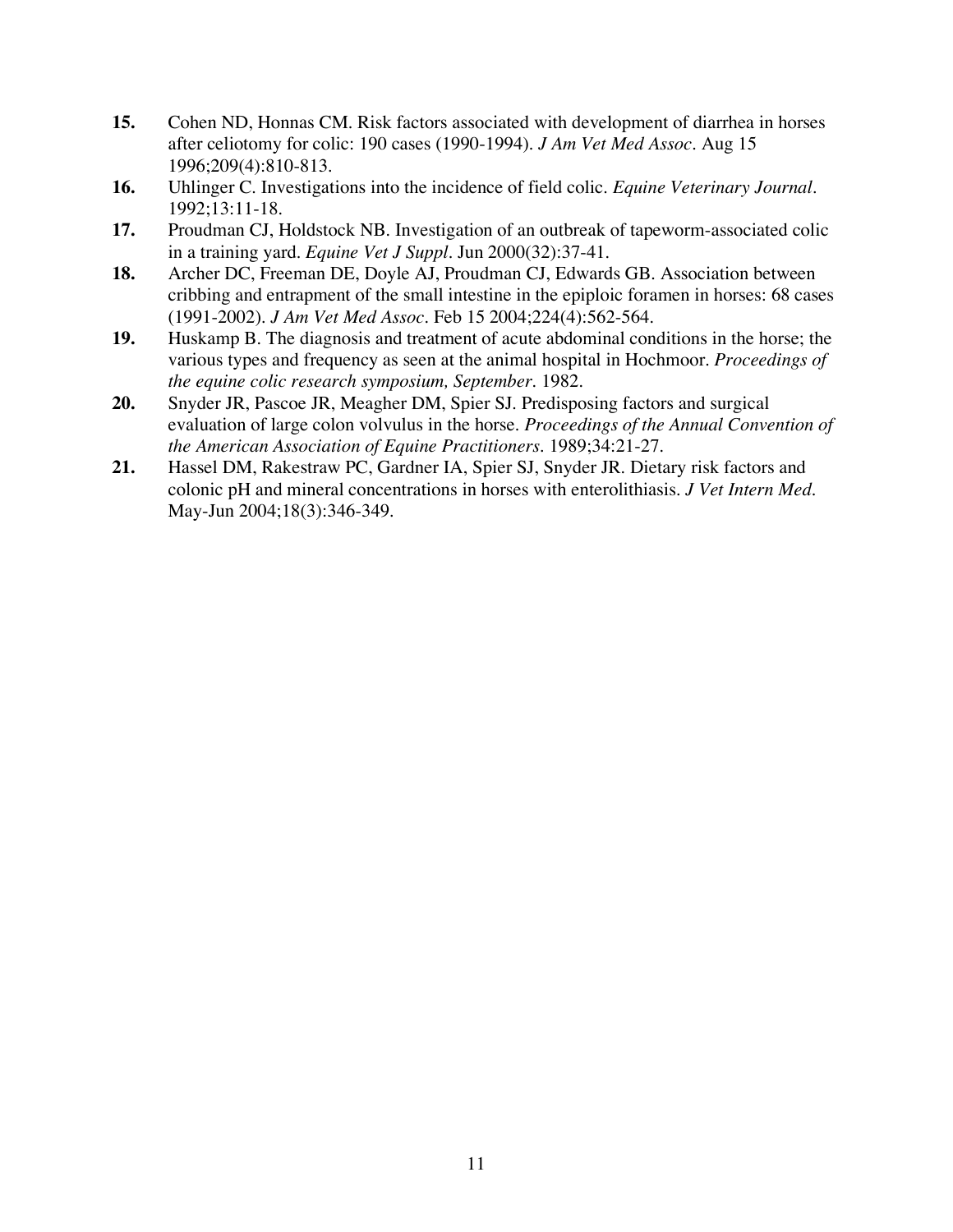15. Cohen ND, Honnas CM. Risk factors associated with development of diarrhea in horses after celiotomy for colic: 190 cases (1990-1994). *J Am Vet Med Assoc*. Aug 15 1996;209(4):810-813.
16. Uhlinger C. Investigations into the incidence of field colic. *Equine Veterinary Journal*. 1992;13:11-18.
17. Proudman CJ, Holdstock NB. Investigation of an outbreak of tapeworm-associated colic in a training yard. *Equine Vet J Suppl*. Jun 2000(32):37-41.
18. Archer DC, Freeman DE, Doyle AJ, Proudman CJ, Edwards GB. Association between cribbing and entrapment of the small intestine in the epiploic foramen in horses: 68 cases (1991-2002). *J Am Vet Med Assoc*. Feb 15 2004;224(4):562-564.
19. Huskamp B. The diagnosis and treatment of acute abdominal conditions in the horse; the various types and frequency as seen at the animal hospital in Hochmoor. *Proceedings of the equine colic research symposium, September*. 1982.
20. Snyder JR, Pascoe JR, Meagher DM, Spier SJ. Predisposing factors and surgical evaluation of large colon volvulus in the horse. *Proceedings of the Annual Convention of the American Association of Equine Practitioners*. 1989;34:21-27.
21. Hassel DM, Rakestraw PC, Gardner IA, Spier SJ, Snyder JR. Dietary risk factors and colonic pH and mineral concentrations in horses with enterolithiasis. *J Vet Intern Med*. May-Jun 2004;18(3):346-349.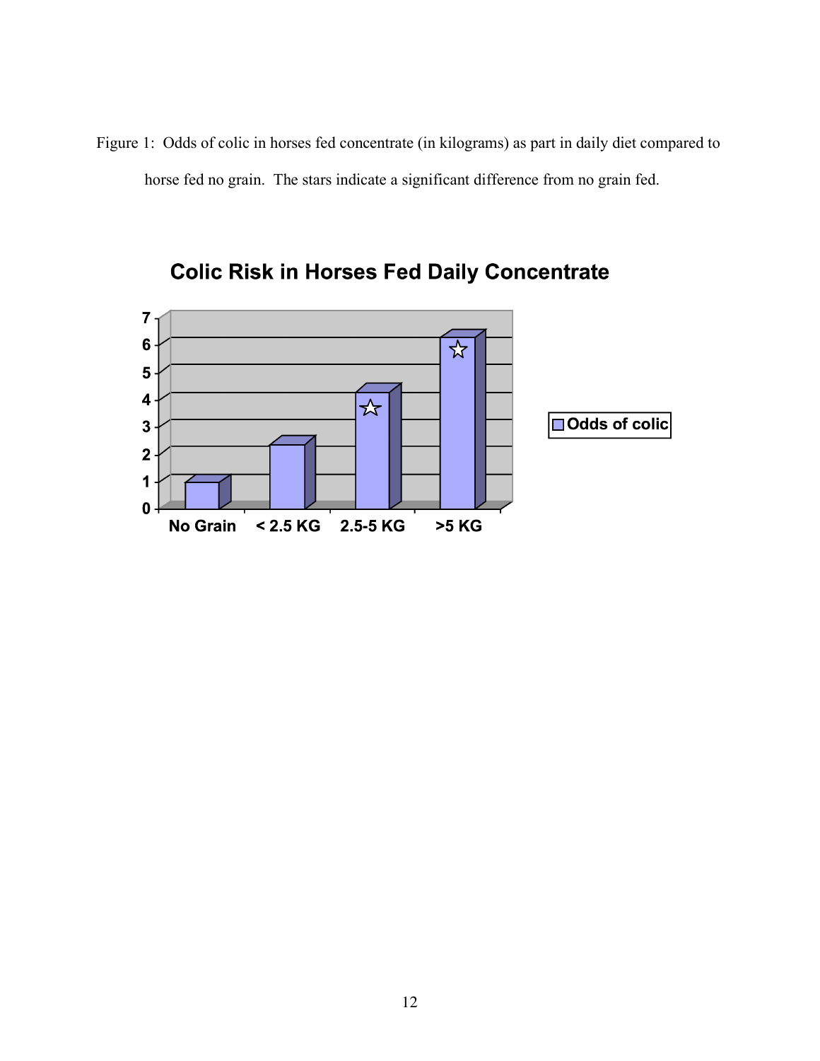Figure 1: Odds of colic in horses fed concentrate (in kilograms) as part in daily diet compared to horse fed no grain. The stars indicate a significant difference from no grain fed.

**Colic Risk in Horses Fed Daily Concentrate**

7
6
5
4
3
2
1
0

No Grain
< 2.5 KG
2.5-5 KG
>5 KG

Odds of colic